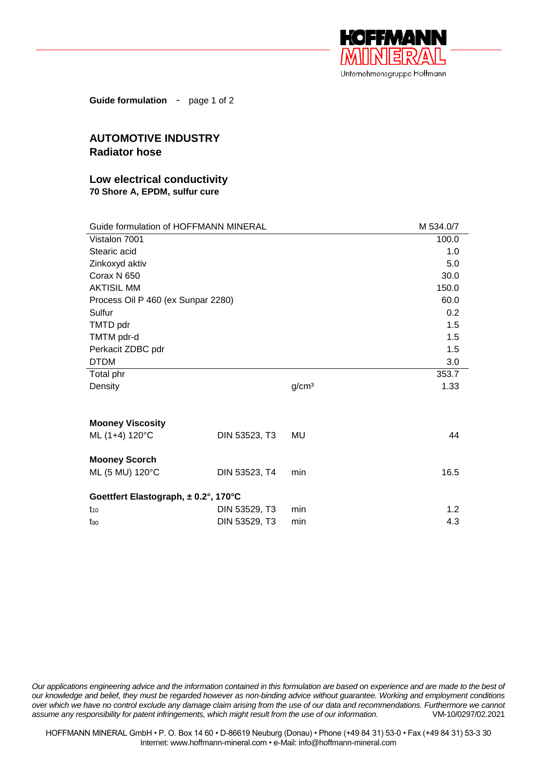**Guide formulation** - page 1 of 2

## AUTOMOTIVE INDUSTRY
## Radiator hose

### Low electrical conductivity
**70 Shore A, EPDM, sulfur cure**

| Guide formulation of HOFFMANN MINERAL | | | M 534.0/7 |
|---|---|---|---|
| Vistalon 7001 | | | 100.0 |
| Stearic acid | | | 1.0 |
| Zinkoxyd aktiv | | | 5.0 |
| Corax N 650 | | | 30.0 |
| AKTISIL MM | | | 150.0 |
| Process Oil P 460 (ex Sunpar 2280) | | | 60.0 |
| Sulfur | | | 0.2 |
| TMTD pdr | | | 1.5 |
| TMTM pdr-d | | | 1.5 |
| Perkacit ZDBC pdr | | | 1.5 |
| DTDM | | | 3.0 |
| Total phr | | | 353.7 |
| Density | | g/cm³ | 1.33 |
| | | | |
| **Mooney Viscosity** | | | |
| ML (1+4) 120°C | DIN 53523, T3 | MU | 44 |
| | | | |
| **Mooney Scorch** | | | |
| ML (5 MU) 120°C | DIN 53523, T4 | min | 16.5 |
| | | | |
| **Goettfert Elastograph, ± 0.2°, 170°C** | | | |
| $t_{10}$ | DIN 53529, T3 | min | 1.2 |
| $t_{90}$ | DIN 53529, T3 | min | 4.3 |

*Our applications engineering advice and the information contained in this formulation are based on experience and are made to the best of our knowledge and belief, they must be regarded however as non-binding advice without guarantee. Working and employment conditions over which we have no control exclude any damage claim arising from the use of our data and recommendations. Furthermore we cannot assume any responsibility for patent infringements, which might result from the use of our information.* VM-10/0297/02.2021

HOFFMANN MINERAL GmbH • P. O. Box 14 60 • D-86619 Neuburg (Donau) • Phone (+49 84 31) 53-0 • Fax (+49 84 31) 53-3 30
Internet: www.hoffmann-mineral.com • e-Mail: info@hoffmann-mineral.com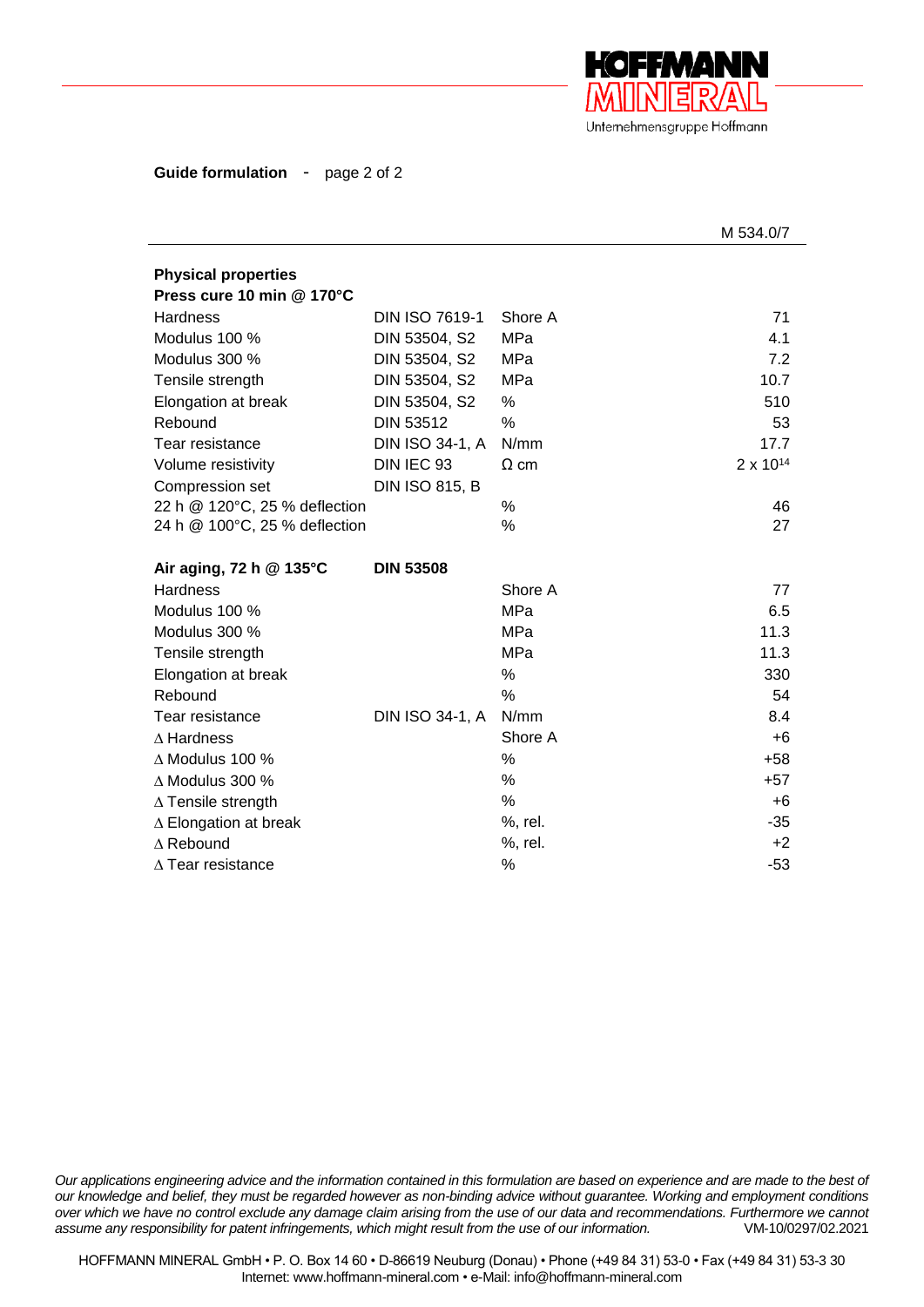**Guide formulation** - page 2 of 2

M 534.0/7

| | | | |
|---|---|---|---|
| **Physical properties** | | | |
| **Press cure 10 min @ 170°C** | | | |
| Hardness | DIN ISO 7619-1 | Shore A | 71 |
| Modulus 100 % | DIN 53504, S2 | MPa | 4.1 |
| Modulus 300 % | DIN 53504, S2 | MPa | 7.2 |
| Tensile strength | DIN 53504, S2 | MPa | 10.7 |
| Elongation at break | DIN 53504, S2 | % | 510 |
| Rebound | DIN 53512 | % | 53 |
| Tear resistance | DIN ISO 34-1, A | N/mm | 17.7 |
| Volume resistivity | DIN IEC 93 | Ω cm | $2 \times 10^{14}$ |
| Compression set | DIN ISO 815, B | | |
| 22 h @ 120°C, 25 % deflection | | % | 46 |
| 24 h @ 100°C, 25 % deflection | | % | 27 |
| | | | |
| **Air aging, 72 h @ 135°C** | **DIN 53508** | | |
| Hardness | | Shore A | 77 |
| Modulus 100 % | | MPa | 6.5 |
| Modulus 300 % | | MPa | 11.3 |
| Tensile strength | | MPa | 11.3 |
| Elongation at break | | % | 330 |
| Rebound | | % | 54 |
| Tear resistance | DIN ISO 34-1, A | N/mm | 8.4 |
| ∆ Hardness | | Shore A | +6 |
| ∆ Modulus 100 % | | % | +58 |
| ∆ Modulus 300 % | | % | +57 |
| ∆ Tensile strength | | % | +6 |
| ∆ Elongation at break | | %, rel. | -35 |
| ∆ Rebound | | %, rel. | +2 |
| ∆ Tear resistance | | % | -53 |

*Our applications engineering advice and the information contained in this formulation are based on experience and are made to the best of our knowledge and belief, they must be regarded however as non-binding advice without guarantee. Working and employment conditions over which we have no control exclude any damage claim arising from the use of our data and recommendations. Furthermore we cannot assume any responsibility for patent infringements, which might result from the use of our information.* VM-10/0297/02.2021

HOFFMANN MINERAL GmbH • P. O. Box 14 60 • D-86619 Neuburg (Donau) • Phone (+49 84 31) 53-0 • Fax (+49 84 31) 53-3 30
Internet: www.hoffmann-mineral.com • e-Mail: info@hoffmann-mineral.com